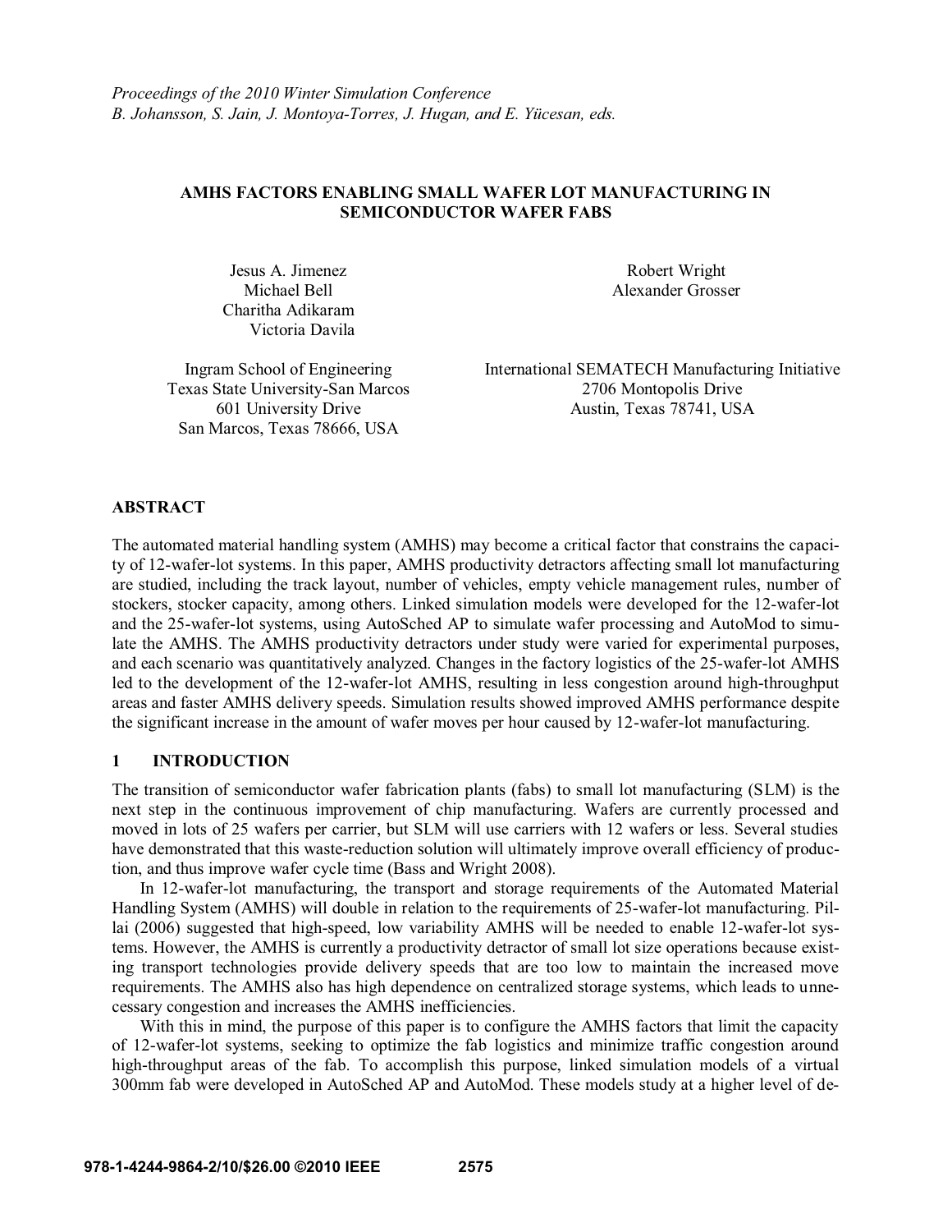*Proceedings of the 2010 Winter Simulation Conference*
*B. Johansson, S. Jain, J. Montoya-Torres, J. Hugan, and E. Yücesan, eds.*

# AMHS FACTORS ENABLING SMALL WAFER LOT MANUFACTURING IN SEMICONDUCTOR WAFER FABS

Jesus A. Jimenez
Michael Bell
Charitha Adikaram
Victoria Davila

Ingram School of Engineering
Texas State University-San Marcos
601 University Drive
San Marcos, Texas 78666, USA

Robert Wright
Alexander Grosser

International SEMATECH Manufacturing Initiative
2706 Montopolis Drive
Austin, Texas 78741, USA

## ABSTRACT

The automated material handling system (AMHS) may become a critical factor that constrains the capacity of 12-wafer-lot systems. In this paper, AMHS productivity detractors affecting small lot manufacturing are studied, including the track layout, number of vehicles, empty vehicle management rules, number of stockers, stocker capacity, among others. Linked simulation models were developed for the 12-wafer-lot and the 25-wafer-lot systems, using AutoSched AP to simulate wafer processing and AutoMod to simulate the AMHS. The AMHS productivity detractors under study were varied for experimental purposes, and each scenario was quantitatively analyzed. Changes in the factory logistics of the 25-wafer-lot AMHS led to the development of the 12-wafer-lot AMHS, resulting in less congestion around high-throughput areas and faster AMHS delivery speeds. Simulation results showed improved AMHS performance despite the significant increase in the amount of wafer moves per hour caused by 12-wafer-lot manufacturing.

## 1 INTRODUCTION

The transition of semiconductor wafer fabrication plants (fabs) to small lot manufacturing (SLM) is the next step in the continuous improvement of chip manufacturing. Wafers are currently processed and moved in lots of 25 wafers per carrier, but SLM will use carriers with 12 wafers or less. Several studies have demonstrated that this waste-reduction solution will ultimately improve overall efficiency of production, and thus improve wafer cycle time (Bass and Wright 2008).

In 12-wafer-lot manufacturing, the transport and storage requirements of the Automated Material Handling System (AMHS) will double in relation to the requirements of 25-wafer-lot manufacturing. Pillai (2006) suggested that high-speed, low variability AMHS will be needed to enable 12-wafer-lot systems. However, the AMHS is currently a productivity detractor of small lot size operations because existing transport technologies provide delivery speeds that are too low to maintain the increased move requirements. The AMHS also has high dependence on centralized storage systems, which leads to unnecessary congestion and increases the AMHS inefficiencies.

With this in mind, the purpose of this paper is to configure the AMHS factors that limit the capacity of 12-wafer-lot systems, seeking to optimize the fab logistics and minimize traffic congestion around high-throughput areas of the fab. To accomplish this purpose, linked simulation models of a virtual 300mm fab were developed in AutoSched AP and AutoMod. These models study at a higher level of de-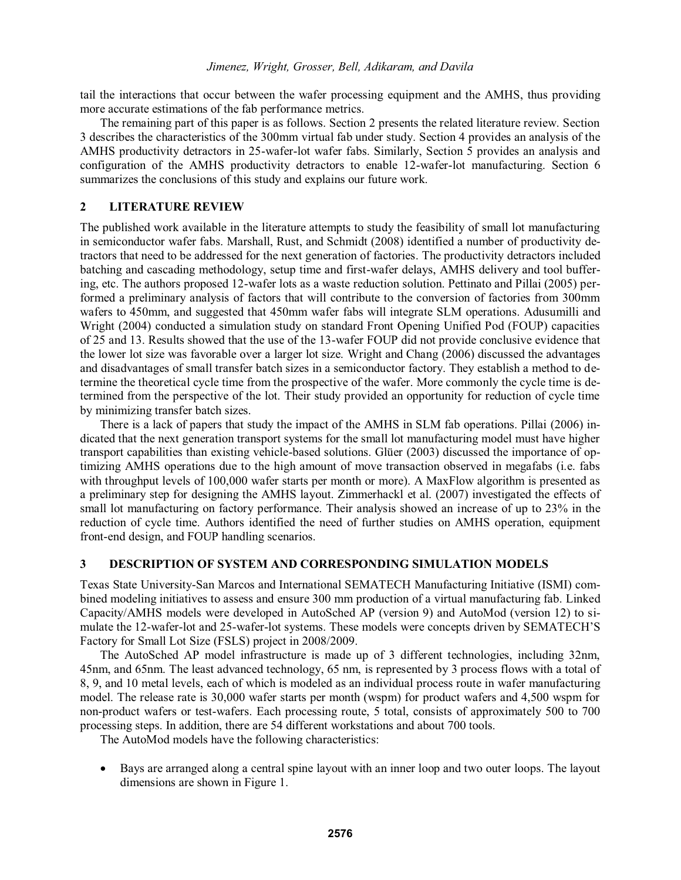tail the interactions that occur between the wafer processing equipment and the AMHS, thus providing more accurate estimations of the fab performance metrics.

The remaining part of this paper is as follows. Section 2 presents the related literature review. Section 3 describes the characteristics of the 300mm virtual fab under study. Section 4 provides an analysis of the AMHS productivity detractors in 25-wafer-lot wafer fabs. Similarly, Section 5 provides an analysis and configuration of the AMHS productivity detractors to enable 12-wafer-lot manufacturing. Section 6 summarizes the conclusions of this study and explains our future work.

## 2 LITERATURE REVIEW

The published work available in the literature attempts to study the feasibility of small lot manufacturing in semiconductor wafer fabs. Marshall, Rust, and Schmidt (2008) identified a number of productivity detractors that need to be addressed for the next generation of factories. The productivity detractors included batching and cascading methodology, setup time and first-wafer delays, AMHS delivery and tool buffering, etc. The authors proposed 12-wafer lots as a waste reduction solution. Pettinato and Pillai (2005) performed a preliminary analysis of factors that will contribute to the conversion of factories from 300mm wafers to 450mm, and suggested that 450mm wafer fabs will integrate SLM operations. Adusumilli and Wright (2004) conducted a simulation study on standard Front Opening Unified Pod (FOUP) capacities of 25 and 13. Results showed that the use of the 13-wafer FOUP did not provide conclusive evidence that the lower lot size was favorable over a larger lot size. Wright and Chang (2006) discussed the advantages and disadvantages of small transfer batch sizes in a semiconductor factory. They establish a method to determine the theoretical cycle time from the prospective of the wafer. More commonly the cycle time is determined from the perspective of the lot. Their study provided an opportunity for reduction of cycle time by minimizing transfer batch sizes.

There is a lack of papers that study the impact of the AMHS in SLM fab operations. Pillai (2006) indicated that the next generation transport systems for the small lot manufacturing model must have higher transport capabilities than existing vehicle-based solutions. Glüer (2003) discussed the importance of optimizing AMHS operations due to the high amount of move transaction observed in megafabs (i.e. fabs with throughput levels of 100,000 wafer starts per month or more). A MaxFlow algorithm is presented as a preliminary step for designing the AMHS layout. Zimmerhackl et al. (2007) investigated the effects of small lot manufacturing on factory performance. Their analysis showed an increase of up to 23% in the reduction of cycle time. Authors identified the need of further studies on AMHS operation, equipment front-end design, and FOUP handling scenarios.

## 3 DESCRIPTION OF SYSTEM AND CORRESPONDING SIMULATION MODELS

Texas State University-San Marcos and International SEMATECH Manufacturing Initiative (ISMI) combined modeling initiatives to assess and ensure 300 mm production of a virtual manufacturing fab. Linked Capacity/AMHS models were developed in AutoSched AP (version 9) and AutoMod (version 12) to simulate the 12-wafer-lot and 25-wafer-lot systems. These models were concepts driven by SEMATECH'S Factory for Small Lot Size (FSLS) project in 2008/2009.

The AutoSched AP model infrastructure is made up of 3 different technologies, including 32nm, 45nm, and 65nm. The least advanced technology, 65 nm, is represented by 3 process flows with a total of 8, 9, and 10 metal levels, each of which is modeled as an individual process route in wafer manufacturing model. The release rate is 30,000 wafer starts per month (wspm) for product wafers and 4,500 wspm for non-product wafers or test-wafers. Each processing route, 5 total, consists of approximately 500 to 700 processing steps. In addition, there are 54 different workstations and about 700 tools.

The AutoMod models have the following characteristics:

- Bays are arranged along a central spine layout with an inner loop and two outer loops. The layout dimensions are shown in Figure 1.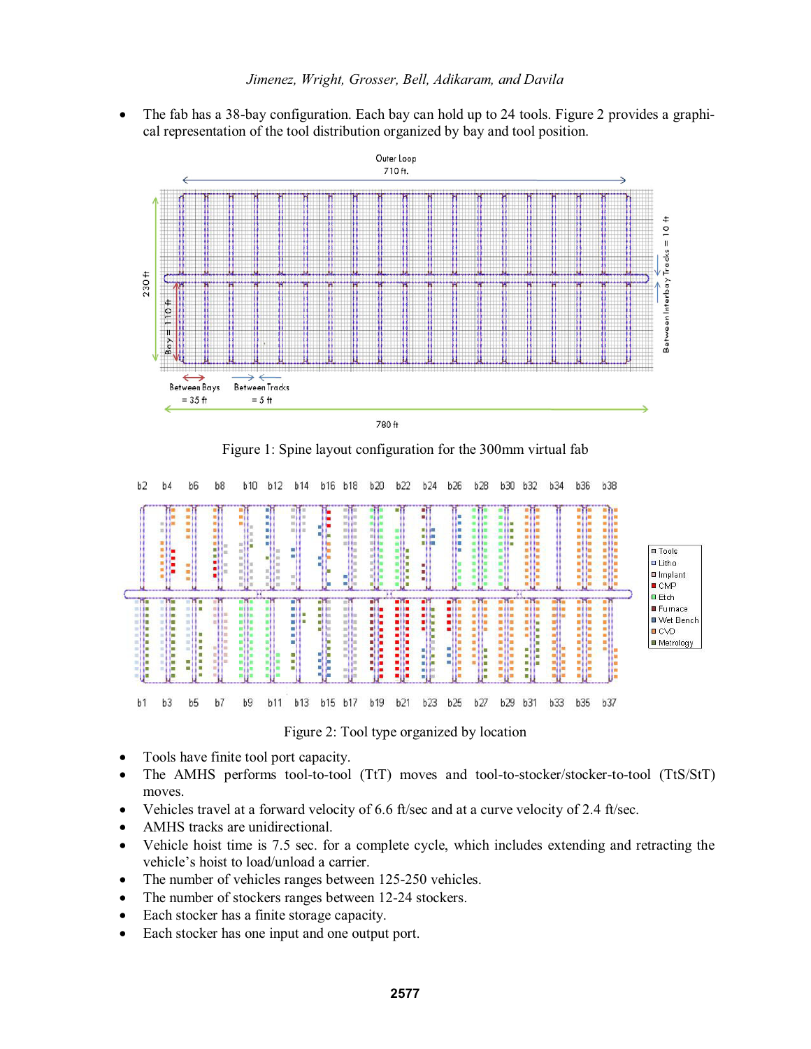- The fab has a 38-bay configuration. Each bay can hold up to 24 tools. Figure 2 provides a graphical representation of the tool distribution organized by bay and tool position.

Figure 1: Spine layout configuration for the 300mm virtual fab

Figure 2: Tool type organized by location

- Tools have finite tool port capacity.
- The AMHS performs tool-to-tool (TtT) moves and tool-to-stocker/stocker-to-tool (TtS/StT) moves.
- Vehicles travel at a forward velocity of 6.6 ft/sec and at a curve velocity of 2.4 ft/sec.
- AMHS tracks are unidirectional.
- Vehicle hoist time is 7.5 sec. for a complete cycle, which includes extending and retracting the vehicle's hoist to load/unload a carrier.
- The number of vehicles ranges between 125-250 vehicles.
- The number of stockers ranges between 12-24 stockers.
- Each stocker has a finite storage capacity.
- Each stocker has one input and one output port.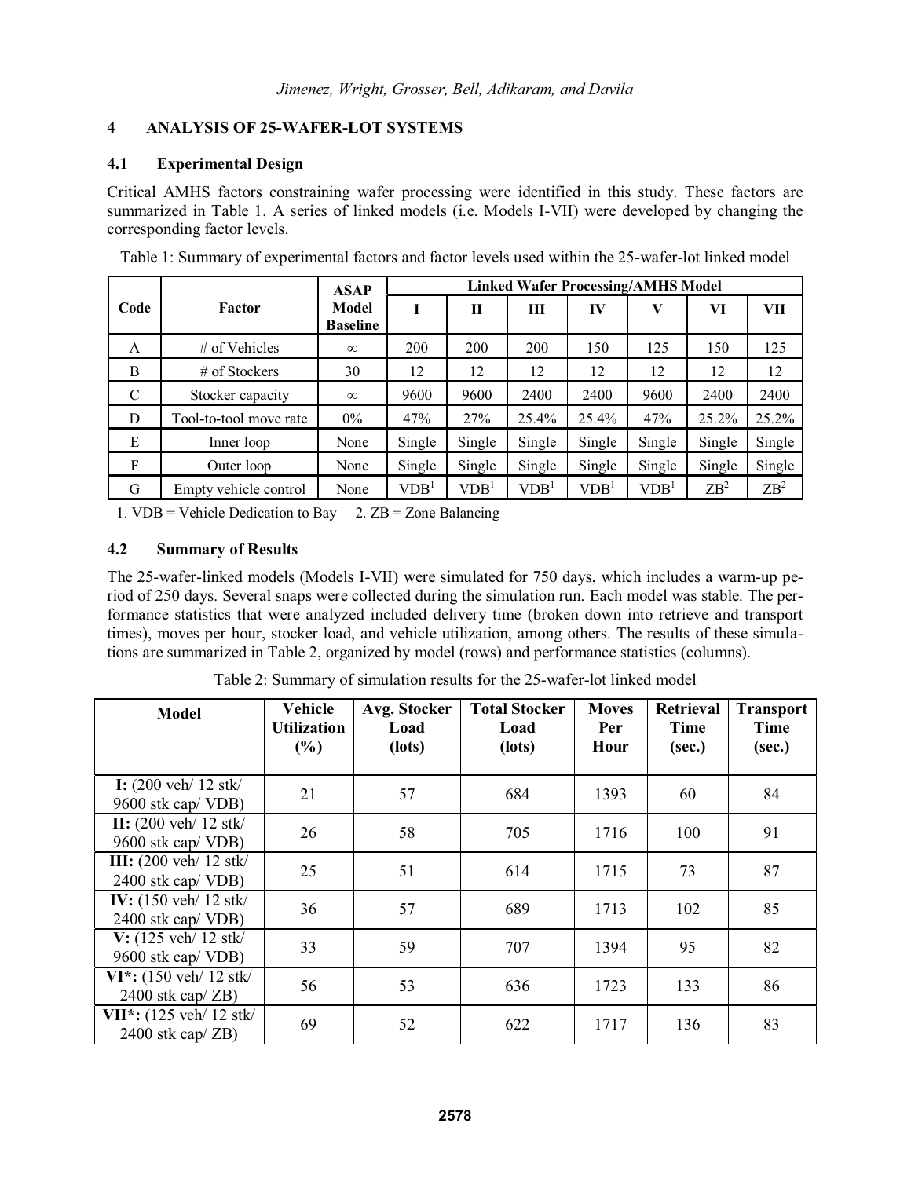## 4 ANALYSIS OF 25-WAFER-LOT SYSTEMS

### 4.1 Experimental Design

Critical AMHS factors constraining wafer processing were identified in this study. These factors are summarized in Table 1. A series of linked models (i.e. Models I-VII) were developed by changing the corresponding factor levels.

Table 1: Summary of experimental factors and factor levels used within the 25-wafer-lot linked model

| Code | Factor | ASAP Model Baseline | Linked Wafer Processing/AMHS Model | | | | | | |
|---|---|---|---|---|---|---|---|---|---|
| | | | I | II | III | IV | V | VI | VII |
| A | # of Vehicles | $\infty$ | 200 | 200 | 200 | 150 | 125 | 150 | 125 |
| B | # of Stockers | 30 | 12 | 12 | 12 | 12 | 12 | 12 | 12 |
| C | Stocker capacity | $\infty$ | 9600 | 9600 | 2400 | 2400 | 9600 | 2400 | 2400 |
| D | Tool-to-tool move rate | 0% | 47% | 27% | 25.4% | 25.4% | 47% | 25.2% | 25.2% |
| E | Inner loop | None | Single | Single | Single | Single | Single | Single | Single |
| F | Outer loop | None | Single | Single | Single | Single | Single | Single | Single |
| G | Empty vehicle control | None | VDB[1] | VDB[1] | VDB[1] | VDB[1] | VDB[1] | ZB[2] | ZB[2] |

1. VDB = Vehicle Dedication to Bay  2. ZB = Zone Balancing

### 4.2 Summary of Results

The 25-wafer-linked models (Models I-VII) were simulated for 750 days, which includes a warm-up period of 250 days. Several snaps were collected during the simulation run. Each model was stable. The performance statistics that were analyzed included delivery time (broken down into retrieve and transport times), moves per hour, stocker load, and vehicle utilization, among others. The results of these simulations are summarized in Table 2, organized by model (rows) and performance statistics (columns).

Table 2: Summary of simulation results for the 25-wafer-lot linked model

| Model | Vehicle Utilization (%) | Avg. Stocker Load (lots) | Total Stocker Load (lots) | Moves Per Hour | Retrieval Time (sec.) | Transport Time (sec.) |
|---|---|---|---|---|---|---|
| **I:** (200 veh/ 12 stk/ 9600 stk cap/ VDB) | 21 | 57 | 684 | 1393 | 60 | 84 |
| **II:** (200 veh/ 12 stk/ 9600 stk cap/ VDB) | 26 | 58 | 705 | 1716 | 100 | 91 |
| **III:** (200 veh/ 12 stk/ 2400 stk cap/ VDB) | 25 | 51 | 614 | 1715 | 73 | 87 |
| **IV:** (150 veh/ 12 stk/ 2400 stk cap/ VDB) | 36 | 57 | 689 | 1713 | 102 | 85 |
| **V:** (125 veh/ 12 stk/ 9600 stk cap/ VDB) | 33 | 59 | 707 | 1394 | 95 | 82 |
| **VI*:** (150 veh/ 12 stk/ 2400 stk cap/ ZB) | 56 | 53 | 636 | 1723 | 133 | 86 |
| **VII*:** (125 veh/ 12 stk/ 2400 stk cap/ ZB) | 69 | 52 | 622 | 1717 | 136 | 83 |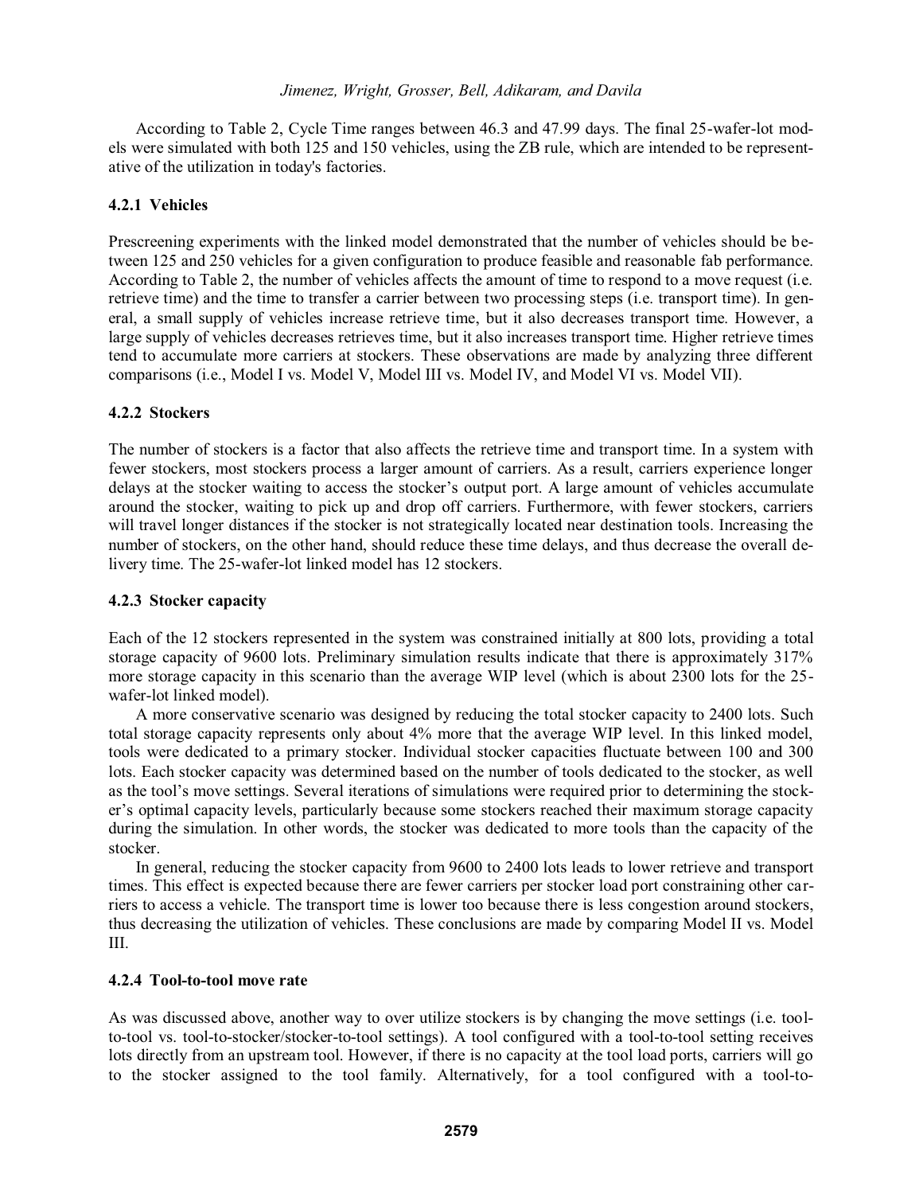According to Table 2, Cycle Time ranges between 46.3 and 47.99 days. The final 25-wafer-lot models were simulated with both 125 and 150 vehicles, using the ZB rule, which are intended to be representative of the utilization in today's factories.

### 4.2.1 Vehicles

Prescreening experiments with the linked model demonstrated that the number of vehicles should be between 125 and 250 vehicles for a given configuration to produce feasible and reasonable fab performance. According to Table 2, the number of vehicles affects the amount of time to respond to a move request (i.e. retrieve time) and the time to transfer a carrier between two processing steps (i.e. transport time). In general, a small supply of vehicles increase retrieve time, but it also decreases transport time. However, a large supply of vehicles decreases retrieves time, but it also increases transport time. Higher retrieve times tend to accumulate more carriers at stockers. These observations are made by analyzing three different comparisons (i.e., Model I vs. Model V, Model III vs. Model IV, and Model VI vs. Model VII).

### 4.2.2 Stockers

The number of stockers is a factor that also affects the retrieve time and transport time. In a system with fewer stockers, most stockers process a larger amount of carriers. As a result, carriers experience longer delays at the stocker waiting to access the stocker's output port. A large amount of vehicles accumulate around the stocker, waiting to pick up and drop off carriers. Furthermore, with fewer stockers, carriers will travel longer distances if the stocker is not strategically located near destination tools. Increasing the number of stockers, on the other hand, should reduce these time delays, and thus decrease the overall delivery time. The 25-wafer-lot linked model has 12 stockers.

### 4.2.3 Stocker capacity

Each of the 12 stockers represented in the system was constrained initially at 800 lots, providing a total storage capacity of 9600 lots. Preliminary simulation results indicate that there is approximately 317% more storage capacity in this scenario than the average WIP level (which is about 2300 lots for the 25-wafer-lot linked model).

A more conservative scenario was designed by reducing the total stocker capacity to 2400 lots. Such total storage capacity represents only about 4% more that the average WIP level. In this linked model, tools were dedicated to a primary stocker. Individual stocker capacities fluctuate between 100 and 300 lots. Each stocker capacity was determined based on the number of tools dedicated to the stocker, as well as the tool's move settings. Several iterations of simulations were required prior to determining the stocker's optimal capacity levels, particularly because some stockers reached their maximum storage capacity during the simulation. In other words, the stocker was dedicated to more tools than the capacity of the stocker.

In general, reducing the stocker capacity from 9600 to 2400 lots leads to lower retrieve and transport times. This effect is expected because there are fewer carriers per stocker load port constraining other carriers to access a vehicle. The transport time is lower too because there is less congestion around stockers, thus decreasing the utilization of vehicles. These conclusions are made by comparing Model II vs. Model III.

### 4.2.4 Tool-to-tool move rate

As was discussed above, another way to over utilize stockers is by changing the move settings (i.e. tool-to-tool vs. tool-to-stocker/stocker-to-tool settings). A tool configured with a tool-to-tool setting receives lots directly from an upstream tool. However, if there is no capacity at the tool load ports, carriers will go to the stocker assigned to the tool family. Alternatively, for a tool configured with a tool-to-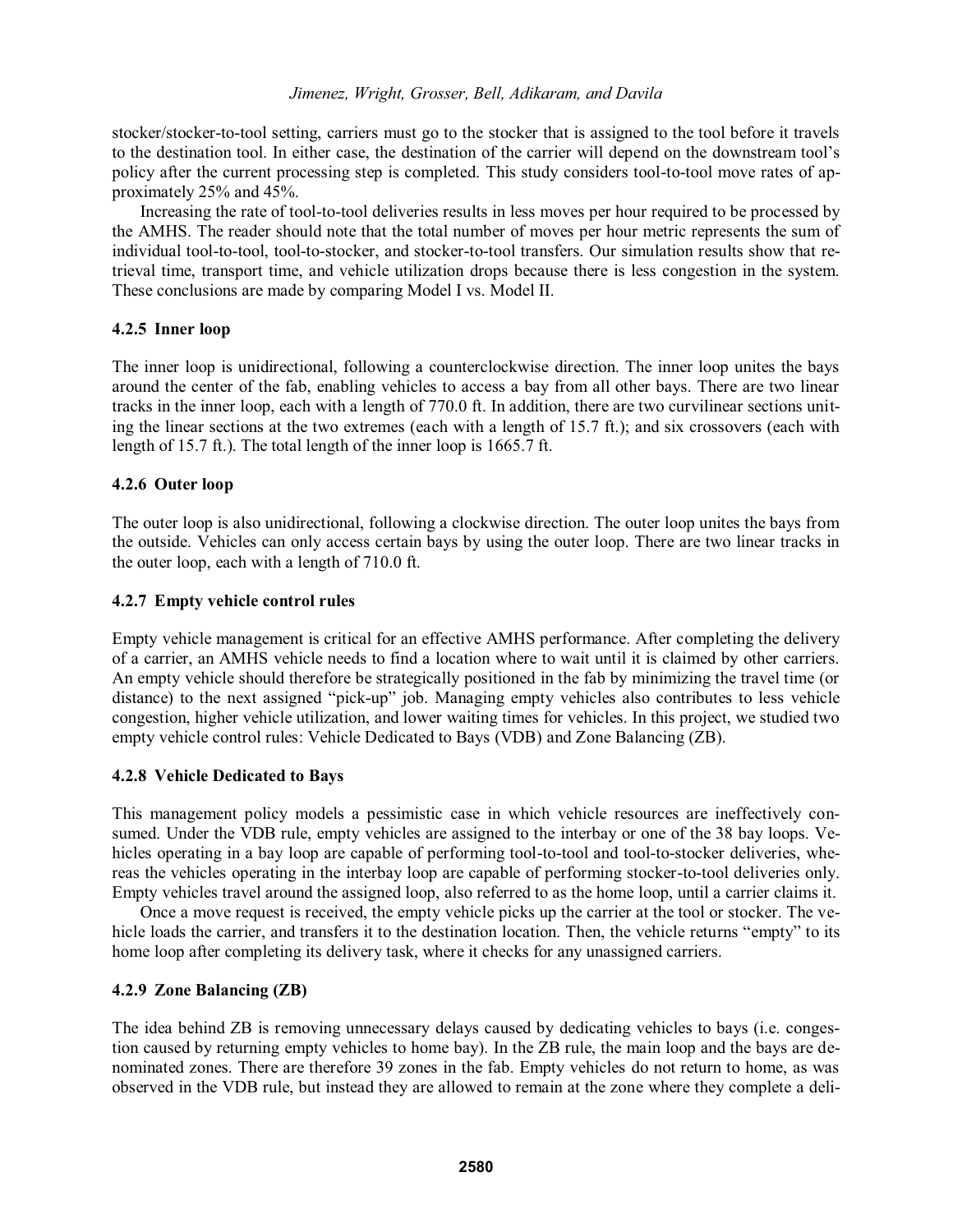stocker/stocker-to-tool setting, carriers must go to the stocker that is assigned to the tool before it travels to the destination tool. In either case, the destination of the carrier will depend on the downstream tool's policy after the current processing step is completed. This study considers tool-to-tool move rates of approximately 25% and 45%.

Increasing the rate of tool-to-tool deliveries results in less moves per hour required to be processed by the AMHS. The reader should note that the total number of moves per hour metric represents the sum of individual tool-to-tool, tool-to-stocker, and stocker-to-tool transfers. Our simulation results show that retrieval time, transport time, and vehicle utilization drops because there is less congestion in the system. These conclusions are made by comparing Model I vs. Model II.

### 4.2.5 Inner loop

The inner loop is unidirectional, following a counterclockwise direction. The inner loop unites the bays around the center of the fab, enabling vehicles to access a bay from all other bays. There are two linear tracks in the inner loop, each with a length of 770.0 ft. In addition, there are two curvilinear sections uniting the linear sections at the two extremes (each with a length of 15.7 ft.); and six crossovers (each with length of 15.7 ft.). The total length of the inner loop is 1665.7 ft.

### 4.2.6 Outer loop

The outer loop is also unidirectional, following a clockwise direction. The outer loop unites the bays from the outside. Vehicles can only access certain bays by using the outer loop. There are two linear tracks in the outer loop, each with a length of 710.0 ft.

### 4.2.7 Empty vehicle control rules

Empty vehicle management is critical for an effective AMHS performance. After completing the delivery of a carrier, an AMHS vehicle needs to find a location where to wait until it is claimed by other carriers. An empty vehicle should therefore be strategically positioned in the fab by minimizing the travel time (or distance) to the next assigned "pick-up" job. Managing empty vehicles also contributes to less vehicle congestion, higher vehicle utilization, and lower waiting times for vehicles. In this project, we studied two empty vehicle control rules: Vehicle Dedicated to Bays (VDB) and Zone Balancing (ZB).

### 4.2.8 Vehicle Dedicated to Bays

This management policy models a pessimistic case in which vehicle resources are ineffectively consumed. Under the VDB rule, empty vehicles are assigned to the interbay or one of the 38 bay loops. Vehicles operating in a bay loop are capable of performing tool-to-tool and tool-to-stocker deliveries, whereas the vehicles operating in the interbay loop are capable of performing stocker-to-tool deliveries only. Empty vehicles travel around the assigned loop, also referred to as the home loop, until a carrier claims it.

Once a move request is received, the empty vehicle picks up the carrier at the tool or stocker. The vehicle loads the carrier, and transfers it to the destination location. Then, the vehicle returns "empty" to its home loop after completing its delivery task, where it checks for any unassigned carriers.

### 4.2.9 Zone Balancing (ZB)

The idea behind ZB is removing unnecessary delays caused by dedicating vehicles to bays (i.e. congestion caused by returning empty vehicles to home bay). In the ZB rule, the main loop and the bays are denominated zones. There are therefore 39 zones in the fab. Empty vehicles do not return to home, as was observed in the VDB rule, but instead they are allowed to remain at the zone where they complete a deli-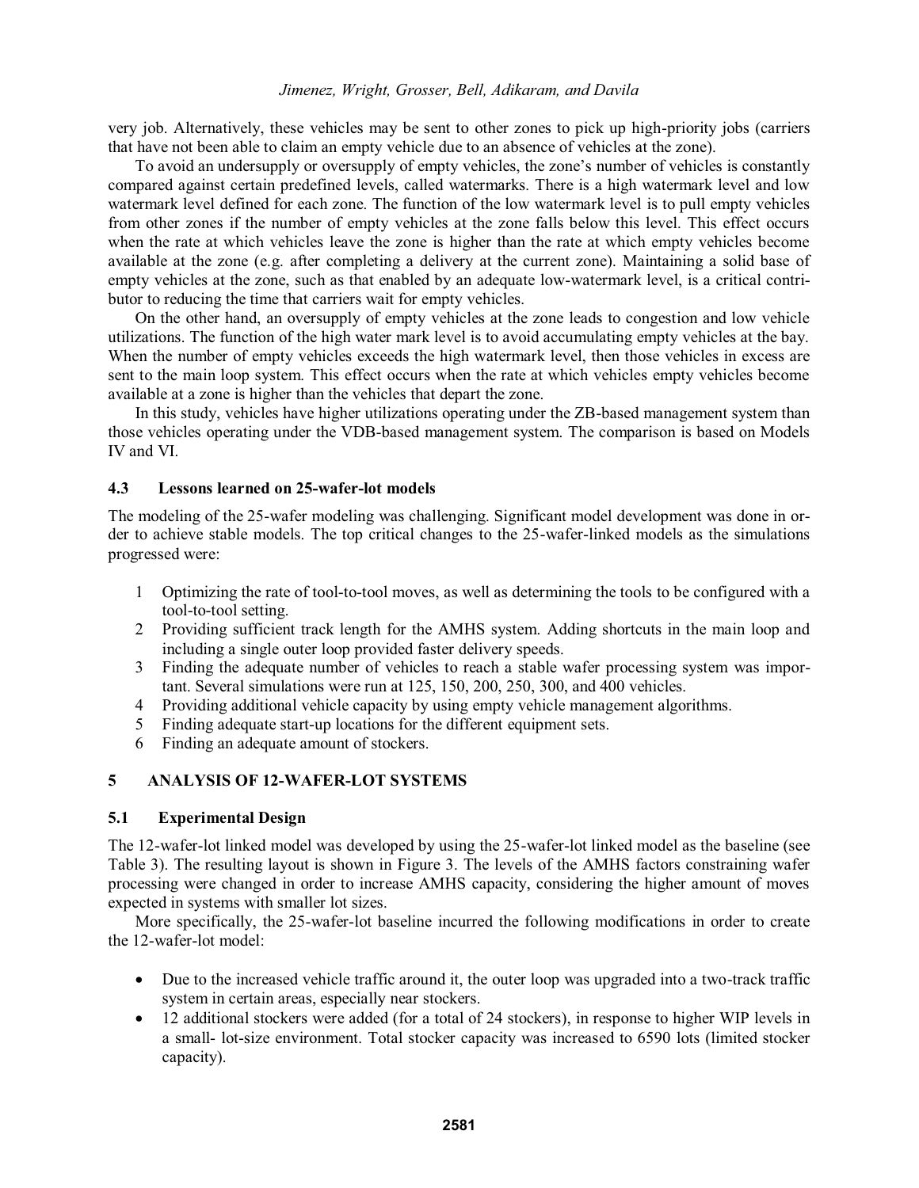very job. Alternatively, these vehicles may be sent to other zones to pick up high-priority jobs (carriers that have not been able to claim an empty vehicle due to an absence of vehicles at the zone).

To avoid an undersupply or oversupply of empty vehicles, the zone's number of vehicles is constantly compared against certain predefined levels, called watermarks. There is a high watermark level and low watermark level defined for each zone. The function of the low watermark level is to pull empty vehicles from other zones if the number of empty vehicles at the zone falls below this level. This effect occurs when the rate at which vehicles leave the zone is higher than the rate at which empty vehicles become available at the zone (e.g. after completing a delivery at the current zone). Maintaining a solid base of empty vehicles at the zone, such as that enabled by an adequate low-watermark level, is a critical contributor to reducing the time that carriers wait for empty vehicles.

On the other hand, an oversupply of empty vehicles at the zone leads to congestion and low vehicle utilizations. The function of the high water mark level is to avoid accumulating empty vehicles at the bay. When the number of empty vehicles exceeds the high watermark level, then those vehicles in excess are sent to the main loop system. This effect occurs when the rate at which vehicles empty vehicles become available at a zone is higher than the vehicles that depart the zone.

In this study, vehicles have higher utilizations operating under the ZB-based management system than those vehicles operating under the VDB-based management system. The comparison is based on Models IV and VI.

### 4.3 Lessons learned on 25-wafer-lot models

The modeling of the 25-wafer modeling was challenging. Significant model development was done in order to achieve stable models. The top critical changes to the 25-wafer-linked models as the simulations progressed were:

1. Optimizing the rate of tool-to-tool moves, as well as determining the tools to be configured with a tool-to-tool setting.
2. Providing sufficient track length for the AMHS system. Adding shortcuts in the main loop and including a single outer loop provided faster delivery speeds.
3. Finding the adequate number of vehicles to reach a stable wafer processing system was important. Several simulations were run at 125, 150, 200, 250, 300, and 400 vehicles.
4. Providing additional vehicle capacity by using empty vehicle management algorithms.
5. Finding adequate start-up locations for the different equipment sets.
6. Finding an adequate amount of stockers.

## 5 ANALYSIS OF 12-WAFER-LOT SYSTEMS

### 5.1 Experimental Design

The 12-wafer-lot linked model was developed by using the 25-wafer-lot linked model as the baseline (see Table 3). The resulting layout is shown in Figure 3. The levels of the AMHS factors constraining wafer processing were changed in order to increase AMHS capacity, considering the higher amount of moves expected in systems with smaller lot sizes.

More specifically, the 25-wafer-lot baseline incurred the following modifications in order to create the 12-wafer-lot model:

- Due to the increased vehicle traffic around it, the outer loop was upgraded into a two-track traffic system in certain areas, especially near stockers.
- 12 additional stockers were added (for a total of 24 stockers), in response to higher WIP levels in a small- lot-size environment. Total stocker capacity was increased to 6590 lots (limited stocker capacity).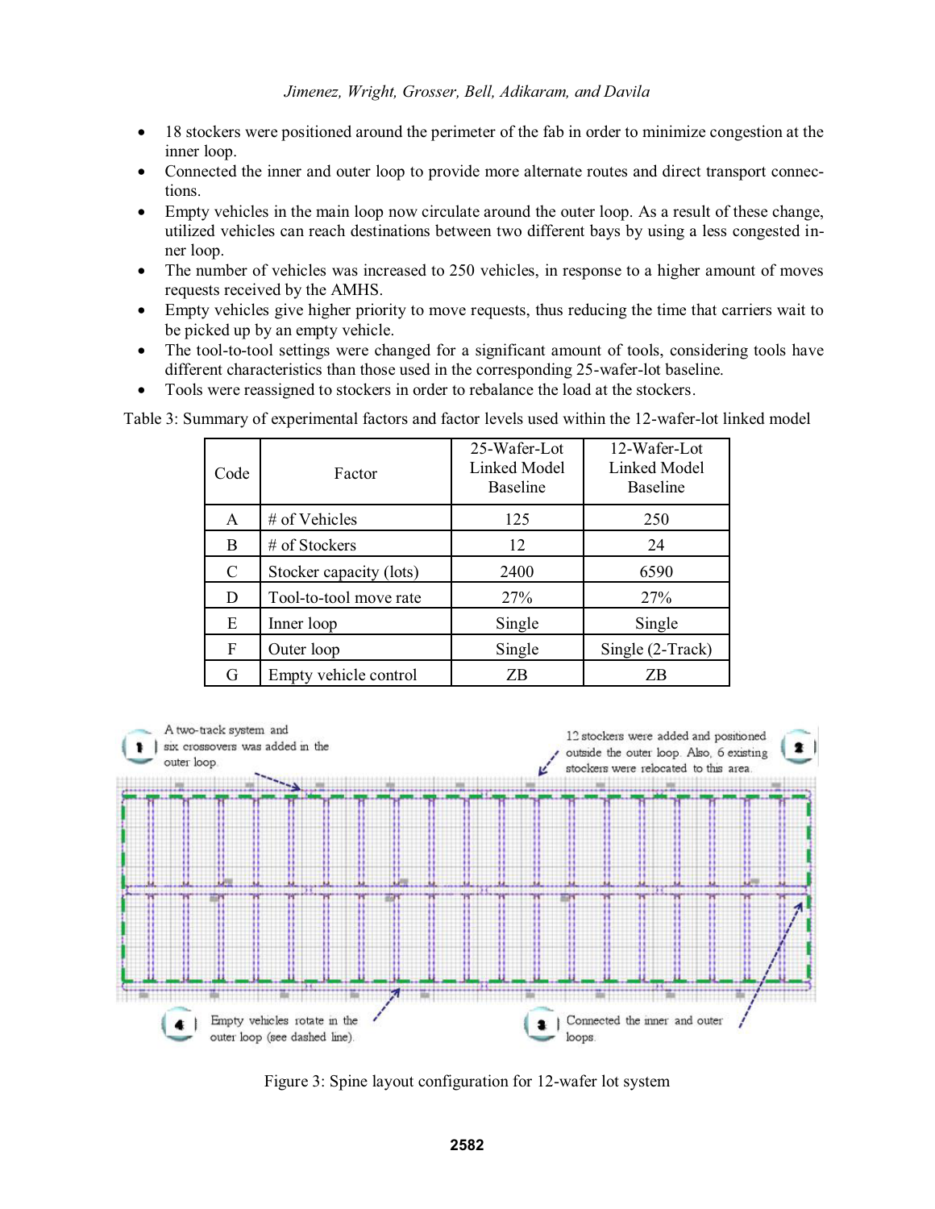- 18 stockers were positioned around the perimeter of the fab in order to minimize congestion at the inner loop.
- Connected the inner and outer loop to provide more alternate routes and direct transport connections.
- Empty vehicles in the main loop now circulate around the outer loop. As a result of these change, utilized vehicles can reach destinations between two different bays by using a less congested inner loop.
- The number of vehicles was increased to 250 vehicles, in response to a higher amount of moves requests received by the AMHS.
- Empty vehicles give higher priority to move requests, thus reducing the time that carriers wait to be picked up by an empty vehicle.
- The tool-to-tool settings were changed for a significant amount of tools, considering tools have different characteristics than those used in the corresponding 25-wafer-lot baseline.
- Tools were reassigned to stockers in order to rebalance the load at the stockers.

Table 3: Summary of experimental factors and factor levels used within the 12-wafer-lot linked model

| Code | Factor | 25-Wafer-Lot Linked Model Baseline | 12-Wafer-Lot Linked Model Baseline |
|---|---|---|---|
| A | # of Vehicles | 125 | 250 |
| B | # of Stockers | 12 | 24 |
| C | Stocker capacity (lots) | 2400 | 6590 |
| D | Tool-to-tool move rate | 27% | 27% |
| E | Inner loop | Single | Single |
| F | Outer loop | Single | Single (2-Track) |
| G | Empty vehicle control | ZB | ZB |

Figure 3: Spine layout configuration for 12-wafer lot system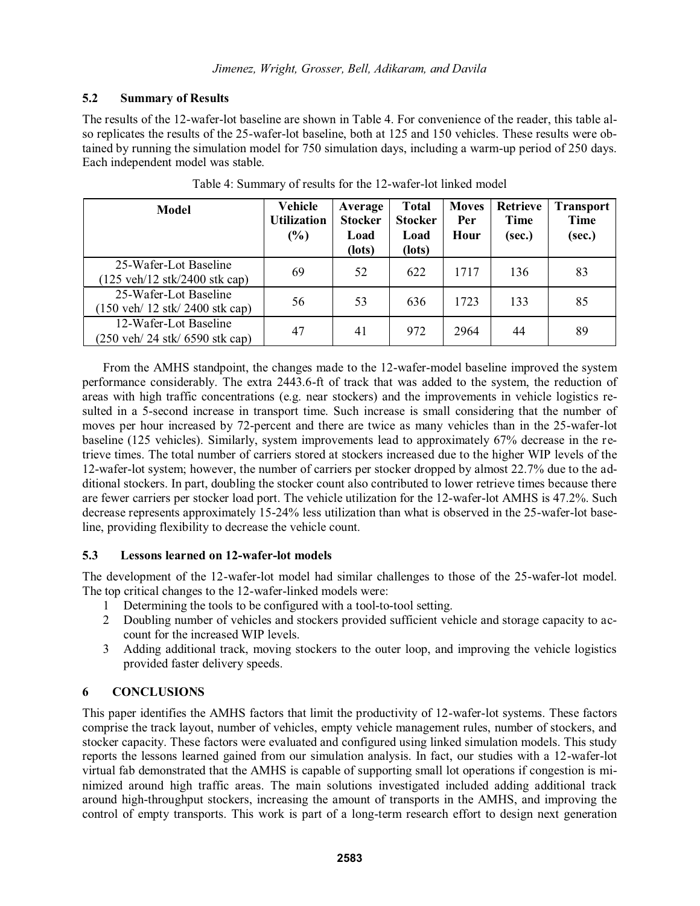### 5.2 Summary of Results

The results of the 12-wafer-lot baseline are shown in Table 4. For convenience of the reader, this table also replicates the results of the 25-wafer-lot baseline, both at 125 and 150 vehicles. These results were obtained by running the simulation model for 750 simulation days, including a warm-up period of 250 days. Each independent model was stable.

Table 4: Summary of results for the 12-wafer-lot linked model

| Model | Vehicle Utilization (%) | Average Stocker Load (lots) | Total Stocker Load (lots) | Moves Per Hour | Retrieve Time (sec.) | Transport Time (sec.) |
|---|---|---|---|---|---|---|
| 25-Wafer-Lot Baseline (125 veh/12 stk/2400 stk cap) | 69 | 52 | 622 | 1717 | 136 | 83 |
| 25-Wafer-Lot Baseline (150 veh/ 12 stk/ 2400 stk cap) | 56 | 53 | 636 | 1723 | 133 | 85 |
| 12-Wafer-Lot Baseline (250 veh/ 24 stk/ 6590 stk cap) | 47 | 41 | 972 | 2964 | 44 | 89 |

From the AMHS standpoint, the changes made to the 12-wafer-model baseline improved the system performance considerably. The extra 2443.6-ft of track that was added to the system, the reduction of areas with high traffic concentrations (e.g. near stockers) and the improvements in vehicle logistics resulted in a 5-second increase in transport time. Such increase is small considering that the number of moves per hour increased by 72-percent and there are twice as many vehicles than in the 25-wafer-lot baseline (125 vehicles). Similarly, system improvements lead to approximately 67% decrease in the retrieve times. The total number of carriers stored at stockers increased due to the higher WIP levels of the 12-wafer-lot system; however, the number of carriers per stocker dropped by almost 22.7% due to the additional stockers. In part, doubling the stocker count also contributed to lower retrieve times because there are fewer carriers per stocker load port. The vehicle utilization for the 12-wafer-lot AMHS is 47.2%. Such decrease represents approximately 15-24% less utilization than what is observed in the 25-wafer-lot baseline, providing flexibility to decrease the vehicle count.

### 5.3 Lessons learned on 12-wafer-lot models

The development of the 12-wafer-lot model had similar challenges to those of the 25-wafer-lot model. The top critical changes to the 12-wafer-linked models were:

1. Determining the tools to be configured with a tool-to-tool setting.
2. Doubling number of vehicles and stockers provided sufficient vehicle and storage capacity to account for the increased WIP levels.
3. Adding additional track, moving stockers to the outer loop, and improving the vehicle logistics provided faster delivery speeds.

## 6 CONCLUSIONS

This paper identifies the AMHS factors that limit the productivity of 12-wafer-lot systems. These factors comprise the track layout, number of vehicles, empty vehicle management rules, number of stockers, and stocker capacity. These factors were evaluated and configured using linked simulation models. This study reports the lessons learned gained from our simulation analysis. In fact, our studies with a 12-wafer-lot virtual fab demonstrated that the AMHS is capable of supporting small lot operations if congestion is minimized around high traffic areas. The main solutions investigated included adding additional track around high-throughput stockers, increasing the amount of transports in the AMHS, and improving the control of empty transports. This work is part of a long-term research effort to design next generation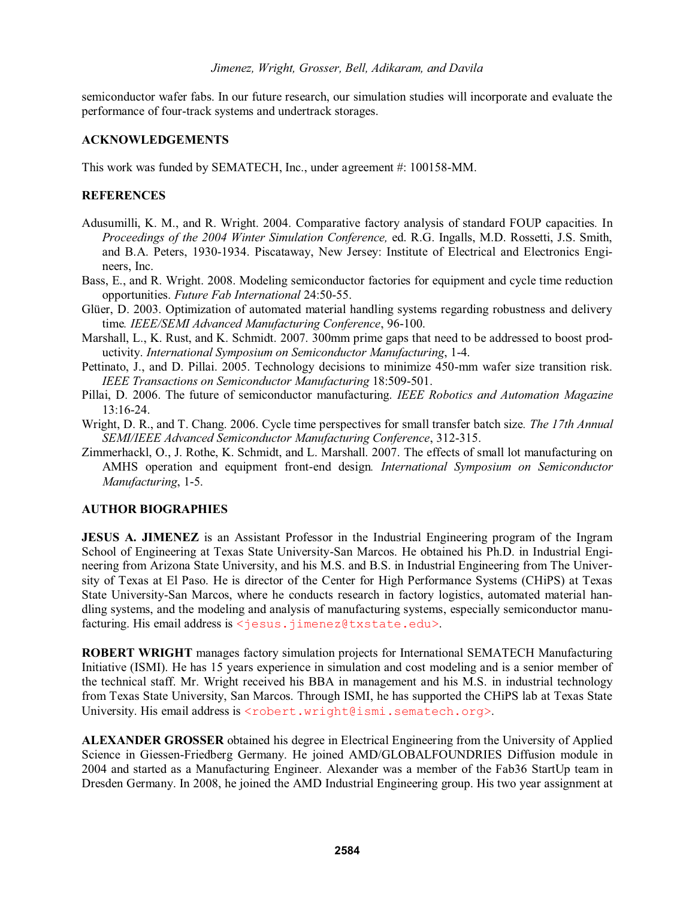semiconductor wafer fabs. In our future research, our simulation studies will incorporate and evaluate the performance of four-track systems and undertrack storages.

## ACKNOWLEDGEMENTS

This work was funded by SEMATECH, Inc., under agreement #: 100158-MM.

## REFERENCES

Adusumilli, K. M., and R. Wright. 2004. Comparative factory analysis of standard FOUP capacities. In *Proceedings of the 2004 Winter Simulation Conference,* ed. R.G. Ingalls, M.D. Rossetti, J.S. Smith, and B.A. Peters, 1930-1934. Piscataway, New Jersey: Institute of Electrical and Electronics Engineers, Inc.

Bass, E., and R. Wright. 2008. Modeling semiconductor factories for equipment and cycle time reduction opportunities. *Future Fab International* 24:50-55.

Glüer, D. 2003. Optimization of automated material handling systems regarding robustness and delivery time. *IEEE/SEMI Advanced Manufacturing Conference*, 96-100.

Marshall, L., K. Rust, and K. Schmidt. 2007. 300mm prime gaps that need to be addressed to boost productivity. *International Symposium on Semiconductor Manufacturing*, 1-4.

Pettinato, J., and D. Pillai. 2005. Technology decisions to minimize 450-mm wafer size transition risk. *IEEE Transactions on Semiconductor Manufacturing* 18:509-501.

Pillai, D. 2006. The future of semiconductor manufacturing. *IEEE Robotics and Automation Magazine* 13:16-24.

Wright, D. R., and T. Chang. 2006. Cycle time perspectives for small transfer batch size. *The 17th Annual SEMI/IEEE Advanced Semiconductor Manufacturing Conference*, 312-315.

Zimmerhackl, O., J. Rothe, K. Schmidt, and L. Marshall. 2007. The effects of small lot manufacturing on AMHS operation and equipment front-end design. *International Symposium on Semiconductor Manufacturing*, 1-5.

## AUTHOR BIOGRAPHIES

**JESUS A. JIMENEZ** is an Assistant Professor in the Industrial Engineering program of the Ingram School of Engineering at Texas State University-San Marcos. He obtained his Ph.D. in Industrial Engineering from Arizona State University, and his M.S. and B.S. in Industrial Engineering from The University of Texas at El Paso. He is director of the Center for High Performance Systems (CHiPS) at Texas State University-San Marcos, where he conducts research in factory logistics, automated material handling systems, and the modeling and analysis of manufacturing systems, especially semiconductor manufacturing. His email address is <jesus.jimenez@txstate.edu>.

**ROBERT WRIGHT** manages factory simulation projects for International SEMATECH Manufacturing Initiative (ISMI). He has 15 years experience in simulation and cost modeling and is a senior member of the technical staff. Mr. Wright received his BBA in management and his M.S. in industrial technology from Texas State University, San Marcos. Through ISMI, he has supported the CHiPS lab at Texas State University. His email address is <robert.wright@ismi.sematech.org>.

**ALEXANDER GROSSER** obtained his degree in Electrical Engineering from the University of Applied Science in Giessen-Friedberg Germany. He joined AMD/GLOBALFOUNDRIES Diffusion module in 2004 and started as a Manufacturing Engineer. Alexander was a member of the Fab36 StartUp team in Dresden Germany. In 2008, he joined the AMD Industrial Engineering group. His two year assignment at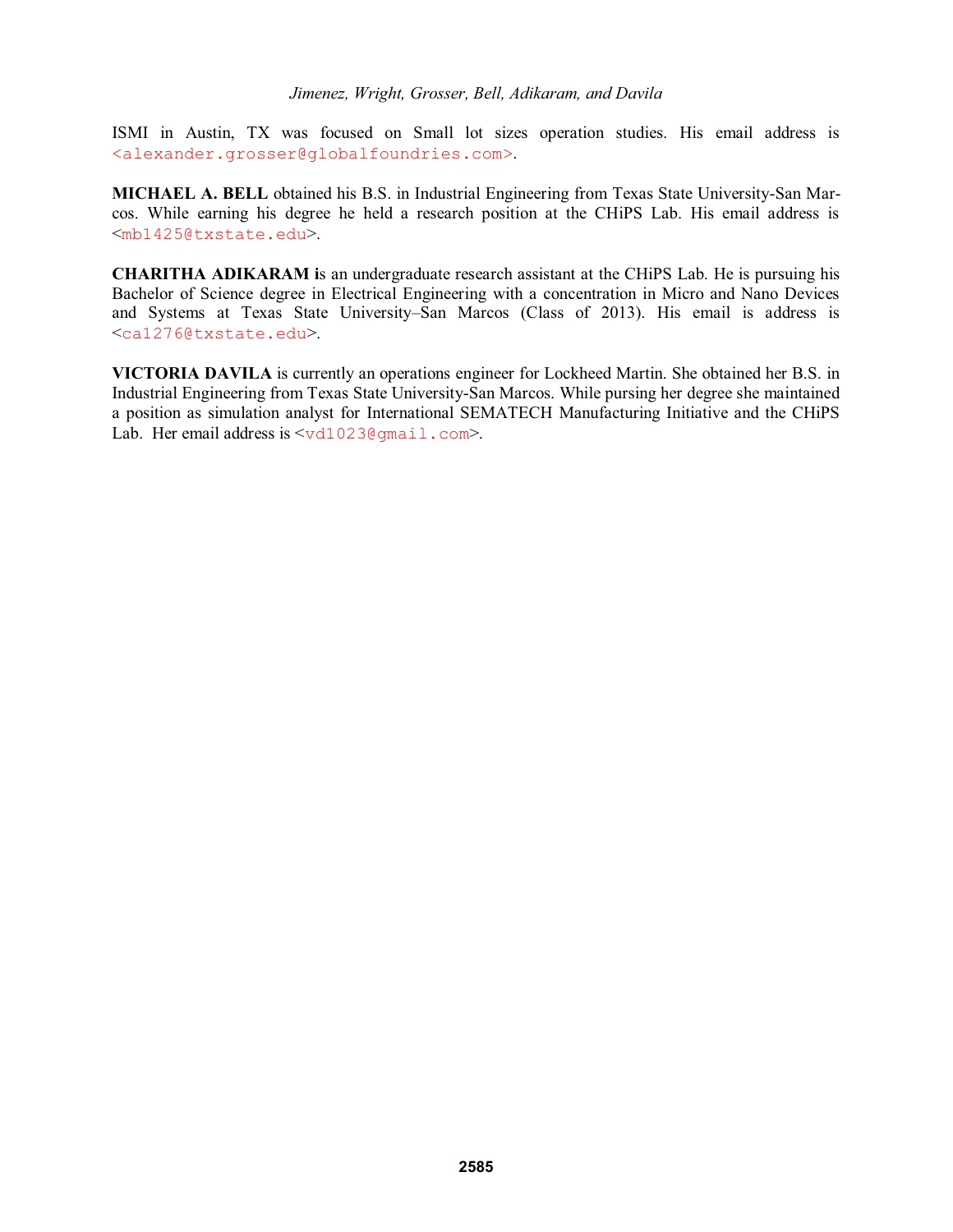ISMI in Austin, TX was focused on Small lot sizes operation studies. His email address is <alexander.grosser@globalfoundries.com>.

**MICHAEL A. BELL** obtained his B.S. in Industrial Engineering from Texas State University-San Marcos. While earning his degree he held a research position at the CHiPS Lab. His email address is <mb1425@txstate.edu>.

**CHARITHA ADIKARAM i**s an undergraduate research assistant at the CHiPS Lab. He is pursuing his Bachelor of Science degree in Electrical Engineering with a concentration in Micro and Nano Devices and Systems at Texas State University–San Marcos (Class of 2013). His email is address is <ca1276@txstate.edu>.

**VICTORIA DAVILA** is currently an operations engineer for Lockheed Martin. She obtained her B.S. in Industrial Engineering from Texas State University-San Marcos. While pursing her degree she maintained a position as simulation analyst for International SEMATECH Manufacturing Initiative and the CHiPS Lab. Her email address is <vd1023@gmail.com>.